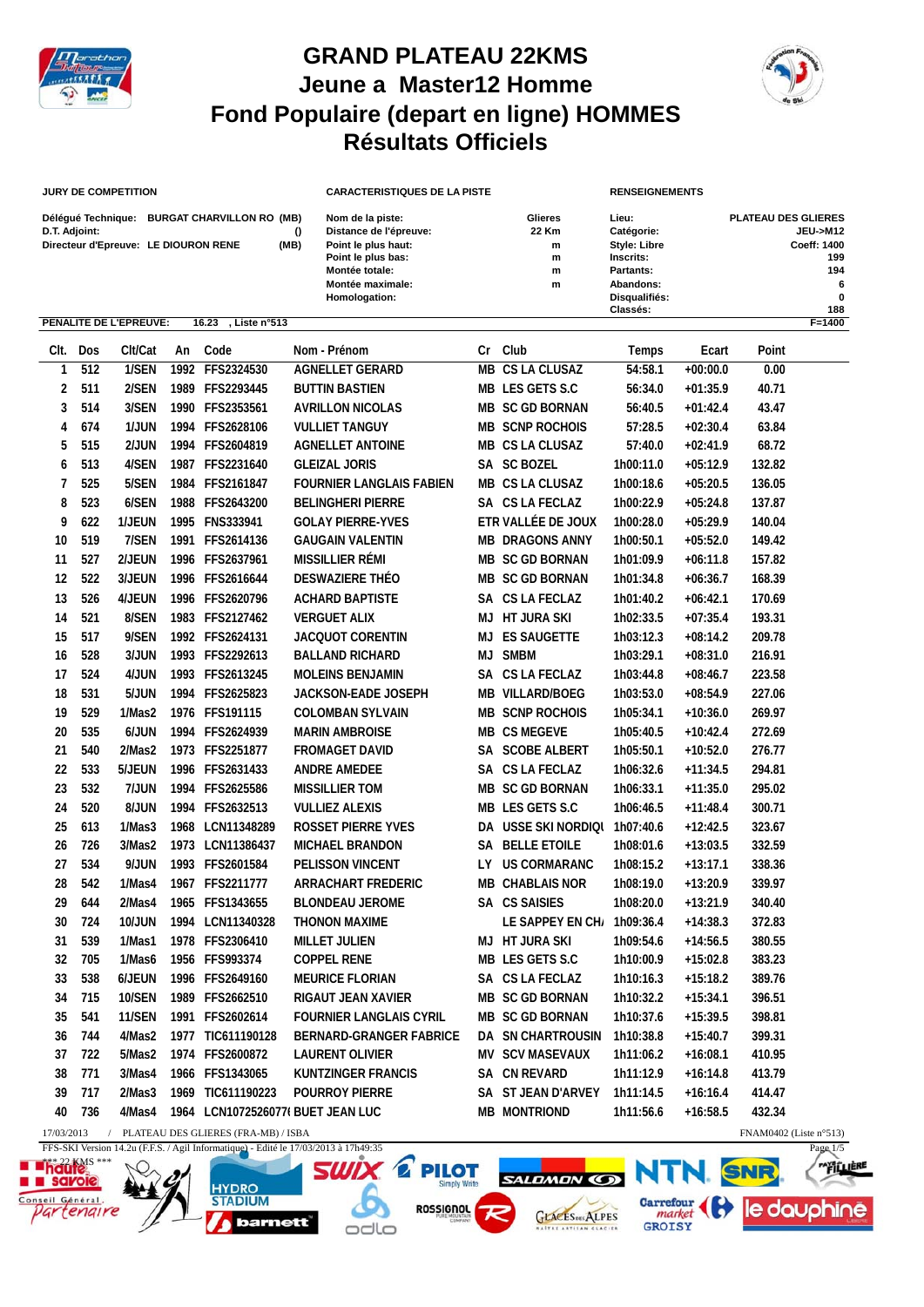# GRAND PLATEAU 22KMS
# Jeune a Master12 Homme
# Fond Populaire (depart en ligne) HOMMES
# Résultats Officiels

**JURY DE COMPETITION**

Délégué Technique: BURGAT CHARVILLON RO (MB)
D.T. Adjoint: ()
Directeur d'Epreuve: LE DIOURON RENE (MB)

**CARACTERISTIQUES DE LA PISTE**

Nom de la piste: Glieres
Distance de l'épreuve: 22 Km
Point le plus haut: m
Point le plus bas: m
Montée totale: m
Montée maximale: m
Homologation:

**RENSEIGNEMENTS**

Lieu: PLATEAU DES GLIERES
Catégorie: JEU->M12
Style: Libre
Coeff: 1400
Inscrits: 199
Partants: 194
Abandons: 6
Disqualifiés: 0
Classés: 188

PENALITE DE L'EPREUVE: 16.23 , Liste n°513 — F=1400

| Clt. | Dos | Clt/Cat | An | Code | Nom - Prénom | Cr | Club | Temps | Ecart | Point |
|---|---|---|---|---|---|---|---|---|---|---|
| 1 | 512 | 1/SEN | 1992 | FFS2324530 | AGNELLET GERARD | MB | CS LA CLUSAZ | 54:58.1 | +00:00.0 | 0.00 |
| 2 | 511 | 2/SEN | 1989 | FFS2293445 | BUTTIN BASTIEN | MB | LES GETS S.C | 56:34.0 | +01:35.9 | 40.71 |
| 3 | 514 | 3/SEN | 1990 | FFS2353561 | AVRILLON NICOLAS | MB | SC GD BORNAN | 56:40.5 | +01:42.4 | 43.47 |
| 4 | 674 | 1/JUN | 1994 | FFS2628106 | VULLIET TANGUY | MB | SCNP ROCHOIS | 57:28.5 | +02:30.4 | 63.84 |
| 5 | 515 | 2/JUN | 1994 | FFS2604819 | AGNELLET ANTOINE | MB | CS LA CLUSAZ | 57:40.0 | +02:41.9 | 68.72 |
| 6 | 513 | 4/SEN | 1987 | FFS2231640 | GLEIZAL JORIS | SA | SC BOZEL | 1h00:11.0 | +05:12.9 | 132.82 |
| 7 | 525 | 5/SEN | 1984 | FFS2161847 | FOURNIER LANGLAIS FABIEN | MB | CS LA CLUSAZ | 1h00:18.6 | +05:20.5 | 136.05 |
| 8 | 523 | 6/SEN | 1988 | FFS2643200 | BELINGHERI PIERRE | SA | CS LA FECLAZ | 1h00:22.9 | +05:24.8 | 137.87 |
| 9 | 622 | 1/JEUN | 1995 | FNS333941 | GOLAY PIERRE-YVES | ETR | VALLÉE DE JOUX | 1h00:28.0 | +05:29.9 | 140.04 |
| 10 | 519 | 7/SEN | 1991 | FFS2614136 | GAUGAIN VALENTIN | MB | DRAGONS ANNY | 1h00:50.1 | +05:52.0 | 149.42 |
| 11 | 527 | 2/JEUN | 1996 | FFS2637961 | MISSILLIER RÉMI | MB | SC GD BORNAN | 1h01:09.9 | +06:11.8 | 157.82 |
| 12 | 522 | 3/JEUN | 1996 | FFS2616644 | DESWAZIERE THÉO | MB | SC GD BORNAN | 1h01:34.8 | +06:36.7 | 168.39 |
| 13 | 526 | 4/JEUN | 1996 | FFS2620796 | ACHARD BAPTISTE | SA | CS LA FECLAZ | 1h01:40.2 | +06:42.1 | 170.69 |
| 14 | 521 | 8/SEN | 1983 | FFS2127462 | VERGUET ALIX | MJ | HT JURA SKI | 1h02:33.5 | +07:35.4 | 193.31 |
| 15 | 517 | 9/SEN | 1992 | FFS2624131 | JACQUOT CORENTIN | MJ | ES SAUGETTE | 1h03:12.3 | +08:14.2 | 209.78 |
| 16 | 528 | 3/JUN | 1993 | FFS2292613 | BALLAND RICHARD | MJ | SMBM | 1h03:29.1 | +08:31.0 | 216.91 |
| 17 | 524 | 4/JUN | 1993 | FFS2613245 | MOLEINS BENJAMIN | SA | CS LA FECLAZ | 1h03:44.8 | +08:46.7 | 223.58 |
| 18 | 531 | 5/JUN | 1994 | FFS2625823 | JACKSON-EADE JOSEPH | MB | VILLARD/BOEG | 1h03:53.0 | +08:54.9 | 227.06 |
| 19 | 529 | 1/Mas2 | 1976 | FFS191115 | COLOMBAN SYLVAIN | MB | SCNP ROCHOIS | 1h05:34.1 | +10:36.0 | 269.97 |
| 20 | 535 | 6/JUN | 1994 | FFS2624939 | MARIN AMBROISE | MB | CS MEGEVE | 1h05:40.5 | +10:42.4 | 272.69 |
| 21 | 540 | 2/Mas2 | 1973 | FFS2251877 | FROMAGET DAVID | SA | SCOBE ALBERT | 1h05:50.1 | +10:52.0 | 276.77 |
| 22 | 533 | 5/JEUN | 1996 | FFS2631433 | ANDRE AMEDEE | SA | CS LA FECLAZ | 1h06:32.6 | +11:34.5 | 294.81 |
| 23 | 532 | 7/JUN | 1994 | FFS2625586 | MISSILLIER TOM | MB | SC GD BORNAN | 1h06:33.1 | +11:35.0 | 295.02 |
| 24 | 520 | 8/JUN | 1994 | FFS2632513 | VULLIEZ ALEXIS | MB | LES GETS S.C | 1h06:46.5 | +11:48.4 | 300.71 |
| 25 | 613 | 1/Mas3 | 1968 | LCN11348289 | ROSSET PIERRE YVES | DA | USSE SKI NORDIQU | 1h07:40.6 | +12:42.5 | 323.67 |
| 26 | 726 | 3/Mas2 | 1973 | LCN11386437 | MICHAEL BRANDON | SA | BELLE ETOILE | 1h08:01.6 | +13:03.5 | 332.59 |
| 27 | 534 | 9/JUN | 1993 | FFS2601584 | PELISSON VINCENT | LY | US CORMARANC | 1h08:15.2 | +13:17.1 | 338.36 |
| 28 | 542 | 1/Mas4 | 1967 | FFS2211777 | ARRACHART FREDERIC | MB | CHABLAIS NOR | 1h08:19.0 | +13:20.9 | 339.97 |
| 29 | 644 | 2/Mas4 | 1965 | FFS1343655 | BLONDEAU JEROME | SA | CS SAISIES | 1h08:20.0 | +13:21.9 | 340.40 |
| 30 | 724 | 10/JUN | 1994 | LCN11340328 | THONON MAXIME | | LE SAPPEY EN CH/ | 1h09:36.4 | +14:38.3 | 372.83 |
| 31 | 539 | 1/Mas1 | 1978 | FFS2306410 | MILLET JULIEN | MJ | HT JURA SKI | 1h09:54.6 | +14:56.5 | 380.55 |
| 32 | 705 | 1/Mas6 | 1956 | FFS993374 | COPPEL RENE | MB | LES GETS S.C | 1h10:00.9 | +15:02.8 | 383.23 |
| 33 | 538 | 6/JEUN | 1996 | FFS2649160 | MEURICE FLORIAN | SA | CS LA FECLAZ | 1h10:16.3 | +15:18.2 | 389.76 |
| 34 | 715 | 10/SEN | 1989 | FFS2662510 | RIGAUT JEAN XAVIER | MB | SC GD BORNAN | 1h10:32.2 | +15:34.1 | 396.51 |
| 35 | 541 | 11/SEN | 1991 | FFS2602614 | FOURNIER LANGLAIS CYRIL | MB | SC GD BORNAN | 1h10:37.6 | +15:39.5 | 398.81 |
| 36 | 744 | 4/Mas2 | 1977 | TIC611190128 | BERNARD-GRANGER FABRICE | DA | SN CHARTROUSIN | 1h10:38.8 | +15:40.7 | 399.31 |
| 37 | 722 | 5/Mas2 | 1974 | FFS2600872 | LAURENT OLIVIER | MV | SCV MASEVAUX | 1h11:06.2 | +16:08.1 | 410.95 |
| 38 | 771 | 3/Mas4 | 1966 | FFS1343065 | KUNTZINGER FRANCIS | SA | CN REVARD | 1h11:12.9 | +16:14.8 | 413.79 |
| 39 | 717 | 2/Mas3 | 1969 | TIC611190223 | POURROY PIERRE | SA | ST JEAN D'ARVEY | 1h11:14.5 | +16:16.4 | 414.47 |
| 40 | 736 | 4/Mas4 | 1964 | LCN1072526077( | BUET JEAN LUC | MB | MONTRIOND | 1h11:56.6 | +16:58.5 | 432.34 |

17/03/2013 / PLATEAU DES GLIERES (FRA-MB) / ISBA — FNAM0402 (Liste n°513)

FFS-SKI Version 14.2u (F.F.S. / Agil Informatique) - Edité le 17/03/2013 à 17h49:35

*** 22 KMS ***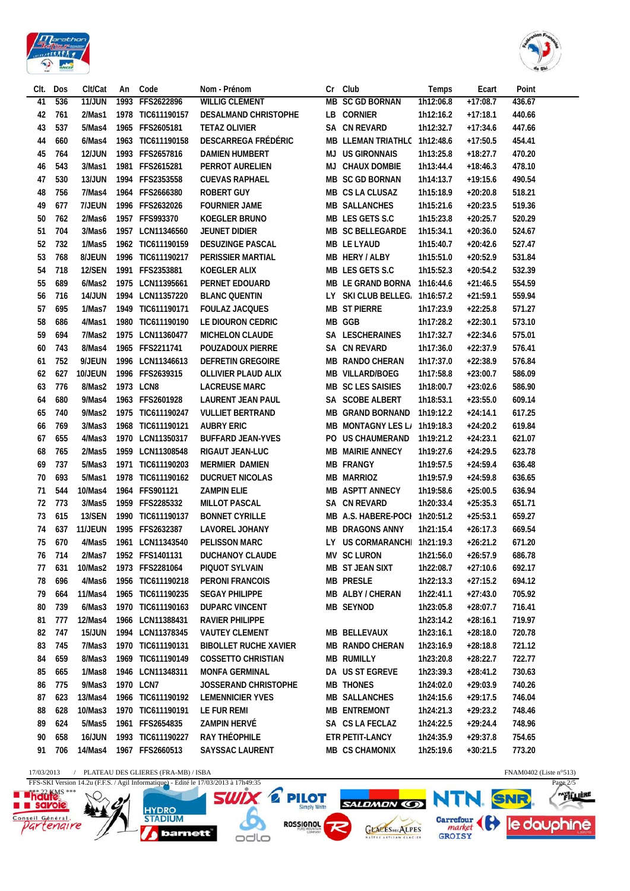| Clt. | Dos | Clt/Cat | An | Code | Nom - Prénom | Cr | Club | Temps | Ecart | Point |
|---|---|---|---|---|---|---|---|---|---|---|
| 41 | 536 | 11/JUN | 1993 | FFS2622896 | WILLIG CLEMENT | MB | SC GD BORNAN | 1h12:06.8 | +17:08.7 | 436.67 |
| 42 | 761 | 2/Mas1 | 1978 | TIC611190157 | DESALMAND CHRISTOPHE | LB | CORNIER | 1h12:16.2 | +17:18.1 | 440.66 |
| 43 | 537 | 5/Mas4 | 1965 | FFS2605181 | TETAZ OLIVIER | SA | CN REVARD | 1h12:32.7 | +17:34.6 | 447.66 |
| 44 | 660 | 6/Mas4 | 1963 | TIC611190158 | DESCARREGA FRÉDÉRIC | MB | LLEMAN TRIATHLC | 1h12:48.6 | +17:50.5 | 454.41 |
| 45 | 764 | 12/JUN | 1993 | FFS2657816 | DAMIEN HUMBERT | MJ | US GIRONNAIS | 1h13:25.8 | +18:27.7 | 470.20 |
| 46 | 543 | 3/Mas1 | 1981 | FFS2615281 | PERROT AURELIEN | MJ | CHAUX DOMBIE | 1h13:44.4 | +18:46.3 | 478.10 |
| 47 | 530 | 13/JUN | 1994 | FFS2353558 | CUEVAS RAPHAEL | MB | SC GD BORNAN | 1h14:13.7 | +19:15.6 | 490.54 |
| 48 | 756 | 7/Mas4 | 1964 | FFS2666380 | ROBERT GUY | MB | CS LA CLUSAZ | 1h15:18.9 | +20:20.8 | 518.21 |
| 49 | 677 | 7/JEUN | 1996 | FFS2632026 | FOURNIER JAME | MB | SALLANCHES | 1h15:21.6 | +20:23.5 | 519.36 |
| 50 | 762 | 2/Mas6 | 1957 | FFS993370 | KOEGLER BRUNO | MB | LES GETS S.C | 1h15:23.8 | +20:25.7 | 520.29 |
| 51 | 704 | 3/Mas6 | 1957 | LCN11346560 | JEUNET DIDIER | MB | SC BELLEGARDE | 1h15:34.1 | +20:36.0 | 524.67 |
| 52 | 732 | 1/Mas5 | 1962 | TIC611190159 | DESUZINGE PASCAL | MB | LE LYAUD | 1h15:40.7 | +20:42.6 | 527.47 |
| 53 | 768 | 8/JEUN | 1996 | TIC611190217 | PERISSIER MARTIAL | MB | HERY / ALBY | 1h15:51.0 | +20:52.9 | 531.84 |
| 54 | 718 | 12/SEN | 1991 | FFS2353881 | KOEGLER ALIX | MB | LES GETS S.C | 1h15:52.3 | +20:54.2 | 532.39 |
| 55 | 689 | 6/Mas2 | 1975 | LCN11395661 | PERNET EDOUARD | MB | LE GRAND BORNA | 1h16:44.6 | +21:46.5 | 554.59 |
| 56 | 716 | 14/JUN | 1994 | LCN11357220 | BLANC QUENTIN | LY | SKI CLUB BELLEG. | 1h16:57.2 | +21:59.1 | 559.94 |
| 57 | 695 | 1/Mas7 | 1949 | TIC611190171 | FOULAZ JACQUES | MB | ST PIERRE | 1h17:23.9 | +22:25.8 | 571.27 |
| 58 | 686 | 4/Mas1 | 1980 | TIC611190190 | LE DIOURON CEDRIC | MB | GGB | 1h17:28.2 | +22:30.1 | 573.10 |
| 59 | 694 | 7/Mas2 | 1975 | LCN11360477 | MICHELON CLAUDE | SA | LESCHERAINES | 1h17:32.7 | +22:34.6 | 575.01 |
| 60 | 743 | 8/Mas4 | 1965 | FFS2211741 | POUZADOUX PIERRE | SA | CN REVARD | 1h17:36.0 | +22:37.9 | 576.41 |
| 61 | 752 | 9/JEUN | 1996 | LCN11346613 | DEFRETIN GREGOIRE | MB | RANDO CHERAN | 1h17:37.0 | +22:38.9 | 576.84 |
| 62 | 627 | 10/JEUN | 1996 | FFS2639315 | OLLIVIER PLAUD ALIX | MB | VILLARD/BOEG | 1h17:58.8 | +23:00.7 | 586.09 |
| 63 | 776 | 8/Mas2 | 1973 | LCN8 | LACREUSE MARC | MB | SC LES SAISIES | 1h18:00.7 | +23:02.6 | 586.90 |
| 64 | 680 | 9/Mas4 | 1963 | FFS2601928 | LAURENT JEAN PAUL | SA | SCOBE ALBERT | 1h18:53.1 | +23:55.0 | 609.14 |
| 65 | 740 | 9/Mas2 | 1975 | TIC611190247 | VULLIET BERTRAND | MB | GRAND BORNAND | 1h19:12.2 | +24:14.1 | 617.25 |
| 66 | 769 | 3/Mas3 | 1968 | TIC611190121 | AUBRY ERIC | MB | MONTAGNY LES L/ | 1h19:18.3 | +24:20.2 | 619.84 |
| 67 | 655 | 4/Mas3 | 1970 | LCN11350317 | BUFFARD JEAN-YVES | PO | US CHAUMERAND | 1h19:21.2 | +24:23.1 | 621.07 |
| 68 | 765 | 2/Mas5 | 1959 | LCN11308548 | RIGAUT JEAN-LUC | MB | MAIRIE ANNECY | 1h19:27.6 | +24:29.5 | 623.78 |
| 69 | 737 | 5/Mas3 | 1971 | TIC611190203 | MERMIER DAMIEN | MB | FRANGY | 1h19:57.5 | +24:59.4 | 636.48 |
| 70 | 693 | 5/Mas1 | 1978 | TIC611190162 | DUCRUET NICOLAS | MB | MARRIOZ | 1h19:57.9 | +24:59.8 | 636.65 |
| 71 | 544 | 10/Mas4 | 1964 | FFS901121 | ZAMPIN ELIE | MB | ASPTT ANNECY | 1h19:58.6 | +25:00.5 | 636.94 |
| 72 | 773 | 3/Mas5 | 1959 | FFS2285332 | MILLOT PASCAL | SA | CN REVARD | 1h20:33.4 | +25:35.3 | 651.71 |
| 73 | 615 | 13/SEN | 1990 | TIC611190137 | BONNET CYRILLE | MB | A.S. HABERE-POCH | 1h20:51.2 | +25:53.1 | 659.27 |
| 74 | 637 | 11/JEUN | 1995 | FFS2632387 | LAVOREL JOHANY | MB | DRAGONS ANNY | 1h21:15.4 | +26:17.3 | 669.54 |
| 75 | 670 | 4/Mas5 | 1961 | LCN11343540 | PELISSON MARC | LY | US CORMARANCHI | 1h21:19.3 | +26:21.2 | 671.20 |
| 76 | 714 | 2/Mas7 | 1952 | FFS1401131 | DUCHANOY CLAUDE | MV | SC LURON | 1h21:56.0 | +26:57.9 | 686.78 |
| 77 | 631 | 10/Mas2 | 1973 | FFS2281064 | PIQUOT SYLVAIN | MB | ST JEAN SIXT | 1h22:08.7 | +27:10.6 | 692.17 |
| 78 | 696 | 4/Mas6 | 1956 | TIC611190218 | PERONI FRANCOIS | MB | PRESLE | 1h22:13.3 | +27:15.2 | 694.12 |
| 79 | 664 | 11/Mas4 | 1965 | TIC611190235 | SEGAY PHILIPPE | MB | ALBY / CHERAN | 1h22:41.1 | +27:43.0 | 705.92 |
| 80 | 739 | 6/Mas3 | 1970 | TIC611190163 | DUPARC VINCENT | MB | SEYNOD | 1h23:05.8 | +28:07.7 | 716.41 |
| 81 | 777 | 12/Mas4 | 1966 | LCN11388431 | RAVIER PHILIPPE | | | 1h23:14.2 | +28:16.1 | 719.97 |
| 82 | 747 | 15/JUN | 1994 | LCN11378345 | VAUTEY CLEMENT | MB | BELLEVAUX | 1h23:16.1 | +28:18.0 | 720.78 |
| 83 | 745 | 7/Mas3 | 1970 | TIC611190131 | BIBOLLET RUCHE XAVIER | MB | RANDO CHERAN | 1h23:16.9 | +28:18.8 | 721.12 |
| 84 | 659 | 8/Mas3 | 1969 | TIC611190149 | COSSETTO CHRISTIAN | MB | RUMILLY | 1h23:20.8 | +28:22.7 | 722.77 |
| 85 | 665 | 1/Mas8 | 1946 | LCN11348311 | MONFA GERMINAL | DA | US ST EGREVE | 1h23:39.3 | +28:41.2 | 730.63 |
| 86 | 775 | 9/Mas3 | 1970 | LCN7 | JOSSERAND CHRISTOPHE | MB | THONES | 1h24:02.0 | +29:03.9 | 740.26 |
| 87 | 623 | 13/Mas4 | 1966 | TIC611190192 | LEMENNICIER YVES | MB | SALLANCHES | 1h24:15.6 | +29:17.5 | 746.04 |
| 88 | 628 | 10/Mas3 | 1970 | TIC611190191 | LE FUR REMI | MB | ENTREMONT | 1h24:21.3 | +29:23.2 | 748.46 |
| 89 | 624 | 5/Mas5 | 1961 | FFS2654835 | ZAMPIN HERVÉ | SA | CS LA FECLAZ | 1h24:22.5 | +29:24.4 | 748.96 |
| 90 | 658 | 16/JUN | 1993 | TIC611190227 | RAY THÉOPHILE | ETR | PETIT-LANCY | 1h24:35.9 | +29:37.8 | 754.65 |
| 91 | 706 | 14/Mas4 | 1967 | FFS2660513 | SAYSSAC LAURENT | MB | CS CHAMONIX | 1h25:19.6 | +30:21.5 | 773.20 |

17/03/2013 / PLATEAU DES GLIERES (FRA-MB) / ISBA — FNAM0402 (Liste n°513)

FFS-SKI Version 14.2u (F.F.S. / Agil Informatique) - Edité le 17/03/2013 à 17h49:35

*** 22 KMS ***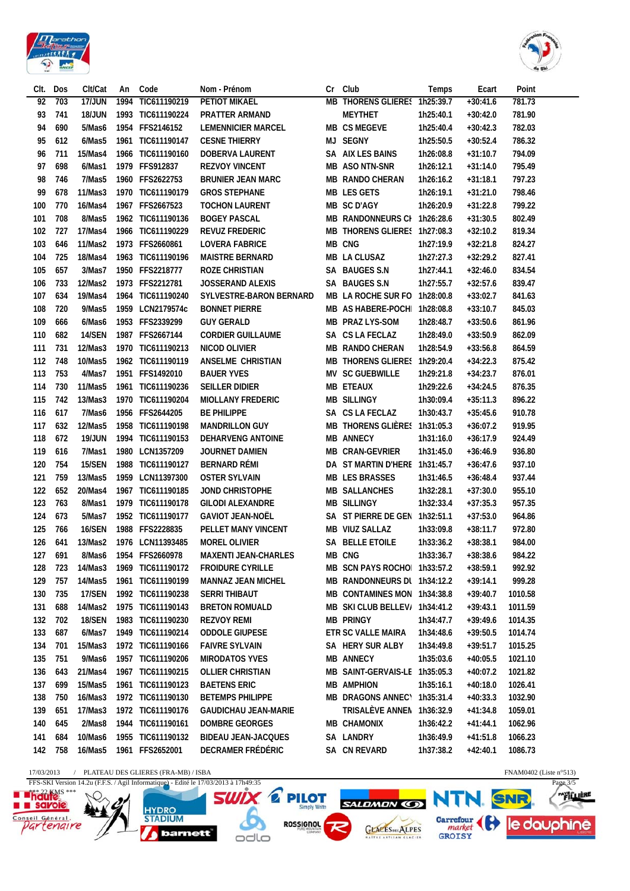| Clt. | Dos | Clt/Cat | An | Code | Nom - Prénom | Cr | Club | Temps | Ecart | Point |
|---|---|---|---|---|---|---|---|---|---|---|
| 92 | 703 | 17/JUN | 1994 | TIC611190219 | PETIOT MIKAEL | MB | THORENS GLIERES | 1h25:39.7 | +30:41.6 | 781.73 |
| 93 | 741 | 18/JUN | 1993 | TIC611190224 | PRATTER ARMAND | | MEYTHET | 1h25:40.1 | +30:42.0 | 781.90 |
| 94 | 690 | 5/Mas6 | 1954 | FFS2146152 | LEMENNICIER MARCEL | MB | CS MEGEVE | 1h25:40.4 | +30:42.3 | 782.03 |
| 95 | 612 | 6/Mas5 | 1961 | TIC611190147 | CESNE THIERRY | MJ | SEGNY | 1h25:50.5 | +30:52.4 | 786.32 |
| 96 | 711 | 15/Mas4 | 1966 | TIC611190160 | DOBERVA LAURENT | SA | AIX LES BAINS | 1h26:08.8 | +31:10.7 | 794.09 |
| 97 | 698 | 6/Mas1 | 1979 | FFS912837 | REZVOY VINCENT | MB | ASO NTN-SNR | 1h26:12.1 | +31:14.0 | 795.49 |
| 98 | 746 | 7/Mas5 | 1960 | FFS2622753 | BRUNIER JEAN MARC | MB | RANDO CHERAN | 1h26:16.2 | +31:18.1 | 797.23 |
| 99 | 678 | 11/Mas3 | 1970 | TIC611190179 | GROS STEPHANE | MB | LES GETS | 1h26:19.1 | +31:21.0 | 798.46 |
| 100 | 770 | 16/Mas4 | 1967 | FFS2667523 | TOCHON LAURENT | MB | SC D'AGY | 1h26:20.9 | +31:22.8 | 799.22 |
| 101 | 708 | 8/Mas5 | 1962 | TIC611190136 | BOGEY PASCAL | MB | RANDONNEURS CH | 1h26:28.6 | +31:30.5 | 802.49 |
| 102 | 727 | 17/Mas4 | 1966 | TIC611190229 | REVUZ FREDERIC | MB | THORENS GLIERES | 1h27:08.3 | +32:10.2 | 819.34 |
| 103 | 646 | 11/Mas2 | 1973 | FFS2660861 | LOVERA FABRICE | MB | CNG | 1h27:19.9 | +32:21.8 | 824.27 |
| 104 | 725 | 18/Mas4 | 1963 | TIC611190196 | MAISTRE BERNARD | MB | LA CLUSAZ | 1h27:27.3 | +32:29.2 | 827.41 |
| 105 | 657 | 3/Mas7 | 1950 | FFS2218777 | ROZE CHRISTIAN | SA | BAUGES S.N | 1h27:44.1 | +32:46.0 | 834.54 |
| 106 | 733 | 12/Mas2 | 1973 | FFS2212781 | JOSSERAND ALEXIS | SA | BAUGES S.N | 1h27:55.7 | +32:57.6 | 839.47 |
| 107 | 634 | 19/Mas4 | 1964 | TIC611190240 | SYLVESTRE-BARON BERNARD | MB | LA ROCHE SUR FO | 1h28:00.8 | +33:02.7 | 841.63 |
| 108 | 720 | 9/Mas5 | 1959 | LCN2179574c | BONNET PIERRE | MB | AS HABERE-POCHE | 1h28:08.8 | +33:10.7 | 845.03 |
| 109 | 666 | 6/Mas6 | 1953 | FFS2339299 | GUY GERALD | MB | PRAZ LYS-SOM | 1h28:48.7 | +33:50.6 | 861.96 |
| 110 | 682 | 14/SEN | 1987 | FFS2667144 | CORDIER GUILLAUME | SA | CS LA FECLAZ | 1h28:49.0 | +33:50.9 | 862.09 |
| 111 | 731 | 12/Mas3 | 1970 | TIC611190213 | NICOD OLIVIER | MB | RANDO CHERAN | 1h28:54.9 | +33:56.8 | 864.59 |
| 112 | 748 | 10/Mas5 | 1962 | TIC611190119 | ANSELME CHRISTIAN | MB | THORENS GLIERES | 1h29:20.4 | +34:22.3 | 875.42 |
| 113 | 753 | 4/Mas7 | 1951 | FFS1492010 | BAUER YVES | MV | SC GUEBWILLE | 1h29:21.8 | +34:23.7 | 876.01 |
| 114 | 730 | 11/Mas5 | 1961 | TIC611190236 | SEILLER DIDIER | MB | ETEAUX | 1h29:22.6 | +34:24.5 | 876.35 |
| 115 | 742 | 13/Mas3 | 1970 | TIC611190204 | MIOLLANY FREDERIC | MB | SILLINGY | 1h30:09.4 | +35:11.3 | 896.22 |
| 116 | 617 | 7/Mas6 | 1956 | FFS2644205 | BE PHILIPPE | SA | CS LA FECLAZ | 1h30:43.7 | +35:45.6 | 910.78 |
| 117 | 632 | 12/Mas5 | 1958 | TIC611190198 | MANDRILLON GUY | MB | THORENS GLIÈRES | 1h31:05.3 | +36:07.2 | 919.95 |
| 118 | 672 | 19/JUN | 1994 | TIC611190153 | DEHARVENG ANTOINE | MB | ANNECY | 1h31:16.0 | +36:17.9 | 924.49 |
| 119 | 616 | 7/Mas1 | 1980 | LCN1357209 | JOURNET DAMIEN | MB | CRAN-GEVRIER | 1h31:45.0 | +36:46.9 | 936.80 |
| 120 | 754 | 15/SEN | 1988 | TIC611190127 | BERNARD RÉMI | DA | ST MARTIN D'HERE | 1h31:45.7 | +36:47.6 | 937.10 |
| 121 | 759 | 13/Mas5 | 1959 | LCN11397300 | OSTER SYLVAIN | MB | LES BRASSES | 1h31:46.5 | +36:48.4 | 937.44 |
| 122 | 652 | 20/Mas4 | 1967 | TIC611190185 | JOND CHRISTOPHE | MB | SALLANCHES | 1h32:28.1 | +37:30.0 | 955.10 |
| 123 | 763 | 8/Mas1 | 1979 | TIC611190178 | GILODI ALEXANDRE | MB | SILLINGY | 1h32:33.4 | +37:35.3 | 957.35 |
| 124 | 673 | 5/Mas7 | 1952 | TIC611190177 | GAVIOT JEAN-NOËL | SA | ST PIERRE DE GEN | 1h32:51.1 | +37:53.0 | 964.86 |
| 125 | 766 | 16/SEN | 1988 | FFS2228835 | PELLET MANY VINCENT | MB | VIUZ SALLAZ | 1h33:09.8 | +38:11.7 | 972.80 |
| 126 | 641 | 13/Mas2 | 1976 | LCN11393485 | MOREL OLIVIER | SA | BELLE ETOILE | 1h33:36.2 | +38:38.1 | 984.00 |
| 127 | 691 | 8/Mas6 | 1954 | FFS2660978 | MAXENTI JEAN-CHARLES | MB | CNG | 1h33:36.7 | +38:38.6 | 984.22 |
| 128 | 723 | 14/Mas3 | 1969 | TIC611190172 | FROIDURE CYRILLE | MB | SCN PAYS ROCHOI | 1h33:57.2 | +38:59.1 | 992.92 |
| 129 | 757 | 14/Mas5 | 1961 | TIC611190199 | MANNAZ JEAN MICHEL | MB | RANDONNEURS DU | 1h34:12.2 | +39:14.1 | 999.28 |
| 130 | 735 | 17/SEN | 1992 | TIC611190238 | SERRI THIBAUT | MB | CONTAMINES MON | 1h34:38.8 | +39:40.7 | 1010.58 |
| 131 | 688 | 14/Mas2 | 1975 | TIC611190143 | BRETON ROMUALD | MB | SKI CLUB BELLEVA | 1h34:41.2 | +39:43.1 | 1011.59 |
| 132 | 702 | 18/SEN | 1983 | TIC611190230 | REZVOY REMI | MB | PRINGY | 1h34:47.7 | +39:49.6 | 1014.35 |
| 133 | 687 | 6/Mas7 | 1949 | TIC611190214 | ODDOLE GIUPESE | ETR | SC VALLE MAIRA | 1h34:48.6 | +39:50.5 | 1014.74 |
| 134 | 701 | 15/Mas3 | 1972 | TIC611190166 | FAIVRE SYLVAIN | SA | HERY SUR ALBY | 1h34:49.8 | +39:51.7 | 1015.25 |
| 135 | 751 | 9/Mas6 | 1957 | TIC611190206 | MIRODATOS YVES | MB | ANNECY | 1h35:03.6 | +40:05.5 | 1021.10 |
| 136 | 643 | 21/Mas4 | 1967 | TIC611190215 | OLLIER CHRISTIAN | MB | SAINT-GERVAIS-LE | 1h35:05.3 | +40:07.2 | 1021.82 |
| 137 | 699 | 15/Mas5 | 1961 | TIC611190123 | BAETENS ERIC | MB | AMPHION | 1h35:16.1 | +40:18.0 | 1026.41 |
| 138 | 750 | 16/Mas3 | 1972 | TIC611190130 | BETEMPS PHILIPPE | MB | DRAGONS ANNECY | 1h35:31.4 | +40:33.3 | 1032.90 |
| 139 | 651 | 17/Mas3 | 1972 | TIC611190176 | GAUDICHAU JEAN-MARIE | | TRISALÈVE ANNEM | 1h36:32.9 | +41:34.8 | 1059.01 |
| 140 | 645 | 2/Mas8 | 1944 | TIC611190161 | DOMBRE GEORGES | MB | CHAMONIX | 1h36:42.2 | +41:44.1 | 1062.96 |
| 141 | 684 | 10/Mas6 | 1955 | TIC611190132 | BIDEAU JEAN-JACQUES | SA | LANDRY | 1h36:49.9 | +41:51.8 | 1066.23 |
| 142 | 758 | 16/Mas5 | 1961 | FFS2652001 | DECRAMER FRÉDÉRIC | SA | CN REVARD | 1h37:38.2 | +42:40.1 | 1086.73 |

17/03/2013 / PLATEAU DES GLIERES (FRA-MB) / ISBA — FNAM0402 (Liste n°513)

FFS-SKI Version 14.2u (F.F.S. / Agil Informatique) - Edité le 17/03/2013 à 17h49:35

*** 22 KMS ***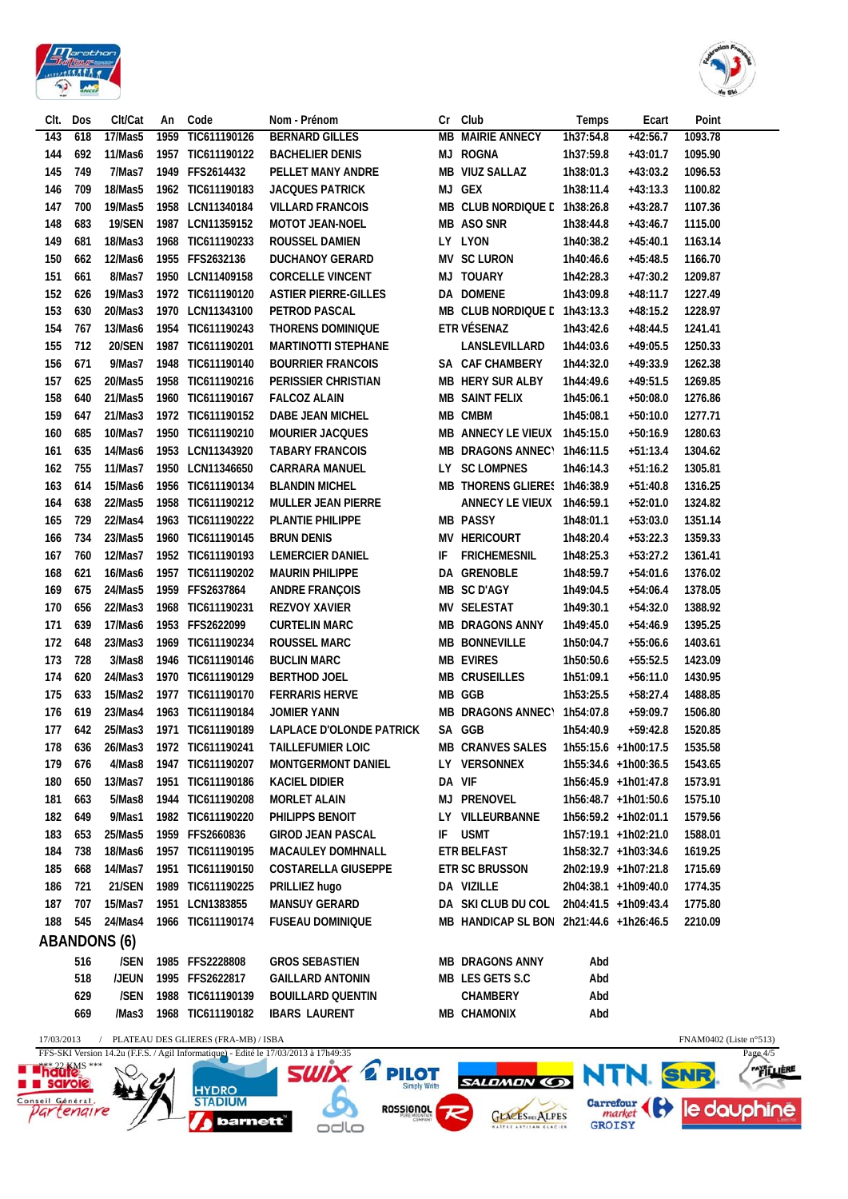| Clt. | Dos | Clt/Cat | An | Code | Nom - Prénom | Cr | Club | Temps | Ecart | Point |
|---|---|---|---|---|---|---|---|---|---|---|
| 143 | 618 | 17/Mas5 | 1959 | TIC611190126 | BERNARD GILLES | MB | MAIRIE ANNECY | 1h37:54.8 | +42:56.7 | 1093.78 |
| 144 | 692 | 11/Mas6 | 1957 | TIC611190122 | BACHELIER DENIS | MJ | ROGNA | 1h37:59.8 | +43:01.7 | 1095.90 |
| 145 | 749 | 7/Mas7 | 1949 | FFS2614432 | PELLET MANY ANDRE | MB | VIUZ SALLAZ | 1h38:01.3 | +43:03.2 | 1096.53 |
| 146 | 709 | 18/Mas5 | 1962 | TIC611190183 | JACQUES PATRICK | MJ | GEX | 1h38:11.4 | +43:13.3 | 1100.82 |
| 147 | 700 | 19/Mas5 | 1958 | LCN11340184 | VILLARD FRANCOIS | MB | CLUB NORDIQUE D | 1h38:26.8 | +43:28.7 | 1107.36 |
| 148 | 683 | 19/SEN | 1987 | LCN11359152 | MOTOT JEAN-NOEL | MB | ASO SNR | 1h38:44.8 | +43:46.7 | 1115.00 |
| 149 | 681 | 18/Mas3 | 1968 | TIC611190233 | ROUSSEL DAMIEN | LY | LYON | 1h40:38.2 | +45:40.1 | 1163.14 |
| 150 | 662 | 12/Mas6 | 1955 | FFS2632136 | DUCHANOY GERARD | MV | SC LURON | 1h40:46.6 | +45:48.5 | 1166.70 |
| 151 | 661 | 8/Mas7 | 1950 | LCN11409158 | CORCELLE VINCENT | MJ | TOUARY | 1h42:28.3 | +47:30.2 | 1209.87 |
| 152 | 626 | 19/Mas3 | 1972 | TIC611190120 | ASTIER PIERRE-GILLES | DA | DOMENE | 1h43:09.8 | +48:11.7 | 1227.49 |
| 153 | 630 | 20/Mas3 | 1970 | LCN11343100 | PETROD PASCAL | MB | CLUB NORDIQUE D | 1h43:13.3 | +48:15.2 | 1228.97 |
| 154 | 767 | 13/Mas6 | 1954 | TIC611190243 | THORENS DOMINIQUE | ETR | VÉSENAZ | 1h43:42.6 | +48:44.5 | 1241.41 |
| 155 | 712 | 20/SEN | 1987 | TIC611190201 | MARTINOTTI STEPHANE | | LANSLEVILLARD | 1h44:03.6 | +49:05.5 | 1250.33 |
| 156 | 671 | 9/Mas7 | 1948 | TIC611190140 | BOURRIER FRANCOIS | SA | CAF CHAMBERY | 1h44:32.0 | +49:33.9 | 1262.38 |
| 157 | 625 | 20/Mas5 | 1958 | TIC611190216 | PERISSIER CHRISTIAN | MB | HERY SUR ALBY | 1h44:49.6 | +49:51.5 | 1269.85 |
| 158 | 640 | 21/Mas5 | 1960 | TIC611190167 | FALCOZ ALAIN | MB | SAINT FELIX | 1h45:06.1 | +50:08.0 | 1276.86 |
| 159 | 647 | 21/Mas3 | 1972 | TIC611190152 | DABE JEAN MICHEL | MB | CMBM | 1h45:08.1 | +50:10.0 | 1277.71 |
| 160 | 685 | 10/Mas7 | 1950 | TIC611190210 | MOURIER JACQUES | MB | ANNECY LE VIEUX | 1h45:15.0 | +50:16.9 | 1280.63 |
| 161 | 635 | 14/Mas6 | 1953 | LCN11343920 | TABARY FRANCOIS | MB | DRAGONS ANNECY | 1h46:11.5 | +51:13.4 | 1304.62 |
| 162 | 755 | 11/Mas7 | 1950 | LCN11346650 | CARRARA MANUEL | LY | SC LOMPNES | 1h46:14.3 | +51:16.2 | 1305.81 |
| 163 | 614 | 15/Mas6 | 1956 | TIC611190134 | BLANDIN MICHEL | MB | THORENS GLIERES | 1h46:38.9 | +51:40.8 | 1316.25 |
| 164 | 638 | 22/Mas5 | 1958 | TIC611190212 | MULLER JEAN PIERRE | | ANNECY LE VIEUX | 1h46:59.1 | +52:01.0 | 1324.82 |
| 165 | 729 | 22/Mas4 | 1963 | TIC611190222 | PLANTIE PHILIPPE | MB | PASSY | 1h48:01.1 | +53:03.0 | 1351.14 |
| 166 | 734 | 23/Mas5 | 1960 | TIC611190145 | BRUN DENIS | MV | HERICOURT | 1h48:20.4 | +53:22.3 | 1359.33 |
| 167 | 760 | 12/Mas7 | 1952 | TIC611190193 | LEMERCIER DANIEL | IF | FRICHEMESNIL | 1h48:25.3 | +53:27.2 | 1361.41 |
| 168 | 621 | 16/Mas6 | 1957 | TIC611190202 | MAURIN PHILIPPE | DA | GRENOBLE | 1h48:59.7 | +54:01.6 | 1376.02 |
| 169 | 675 | 24/Mas5 | 1959 | FFS2637864 | ANDRE FRANÇOIS | MB | SC D'AGY | 1h49:04.5 | +54:06.4 | 1378.05 |
| 170 | 656 | 22/Mas3 | 1968 | TIC611190231 | REZVOY XAVIER | MV | SELESTAT | 1h49:30.1 | +54:32.0 | 1388.92 |
| 171 | 639 | 17/Mas6 | 1953 | FFS2622099 | CURTELIN MARC | MB | DRAGONS ANNY | 1h49:45.0 | +54:46.9 | 1395.25 |
| 172 | 648 | 23/Mas3 | 1969 | TIC611190234 | ROUSSEL MARC | MB | BONNEVILLE | 1h50:04.7 | +55:06.6 | 1403.61 |
| 173 | 728 | 3/Mas8 | 1946 | TIC611190146 | BUCLIN MARC | MB | EVIRES | 1h50:50.6 | +55:52.5 | 1423.09 |
| 174 | 620 | 24/Mas3 | 1970 | TIC611190129 | BERTHOD JOEL | MB | CRUSEILLES | 1h51:09.1 | +56:11.0 | 1430.95 |
| 175 | 633 | 15/Mas2 | 1977 | TIC611190170 | FERRARIS HERVE | MB | GGB | 1h53:25.5 | +58:27.4 | 1488.85 |
| 176 | 619 | 23/Mas4 | 1963 | TIC611190184 | JOMIER YANN | MB | DRAGONS ANNECY | 1h54:07.8 | +59:09.7 | 1506.80 |
| 177 | 642 | 25/Mas3 | 1971 | TIC611190189 | LAPLACE D'OLONDE PATRICK | SA | GGB | 1h54:40.9 | +59:42.8 | 1520.85 |
| 178 | 636 | 26/Mas3 | 1972 | TIC611190241 | TAILLEFUMIER LOIC | MB | CRANVES SALES | 1h55:15.6 | +1h00:17.5 | 1535.58 |
| 179 | 676 | 4/Mas8 | 1947 | TIC611190207 | MONTGERMONT DANIEL | LY | VERSONNEX | 1h55:34.6 | +1h00:36.5 | 1543.65 |
| 180 | 650 | 13/Mas7 | 1951 | TIC611190186 | KACIEL DIDIER | DA | VIF | 1h56:45.9 | +1h01:47.8 | 1573.91 |
| 181 | 663 | 5/Mas8 | 1944 | TIC611190208 | MORLET ALAIN | MJ | PRENOVEL | 1h56:48.7 | +1h01:50.6 | 1575.10 |
| 182 | 649 | 9/Mas1 | 1982 | TIC611190220 | PHILIPPS BENOIT | LY | VILLEURBANNE | 1h56:59.2 | +1h02:01.1 | 1579.56 |
| 183 | 653 | 25/Mas5 | 1959 | FFS2660836 | GIROD JEAN PASCAL | IF | USMT | 1h57:19.1 | +1h02:21.0 | 1588.01 |
| 184 | 738 | 18/Mas6 | 1957 | TIC611190195 | MACAULEY DOMHNALL | ETR | BELFAST | 1h58:32.7 | +1h03:34.6 | 1619.25 |
| 185 | 668 | 14/Mas7 | 1951 | TIC611190150 | COSTARELLA GIUSEPPE | ETR | SC BRUSSON | 2h02:19.9 | +1h07:21.8 | 1715.69 |
| 186 | 721 | 21/SEN | 1989 | TIC611190225 | PRILLIEZ hugo | DA | VIZILLE | 2h04:38.1 | +1h09:40.0 | 1774.35 |
| 187 | 707 | 15/Mas7 | 1951 | LCN1383855 | MANSUY GERARD | DA | SKI CLUB DU COL | 2h04:41.5 | +1h09:43.4 | 1775.80 |
| 188 | 545 | 24/Mas4 | 1966 | TIC611190174 | FUSEAU DOMINIQUE | MB | HANDICAP SL BON | 2h21:44.6 | +1h26:46.5 | 2210.09 |

## ABANDONS (6)

| Clt. | Dos | Clt/Cat | An | Code | Nom - Prénom | Cr | Club | Temps | Ecart | Point |
|---|---|---|---|---|---|---|---|---|---|---|
| | 516 | /SEN | 1985 | FFS2228808 | GROS SEBASTIEN | MB | DRAGONS ANNY | Abd | | |
| | 518 | /JEUN | 1995 | FFS2622817 | GAILLARD ANTONIN | MB | LES GETS S.C | Abd | | |
| | 629 | /SEN | 1988 | TIC611190139 | BOUILLARD QUENTIN | | CHAMBERY | Abd | | |
| | 669 | /Mas3 | 1968 | TIC611190182 | IBARS LAURENT | MB | CHAMONIX | Abd | | |

17/03/2013 / PLATEAU DES GLIERES (FRA-MB) / ISBA — FNAM0402 (Liste n°513)

FFS-SKI Version 14.2u (F.F.S. / Agil Informatique) - Edité le 17/03/2013 à 17h49:35

*** 22 KMS ***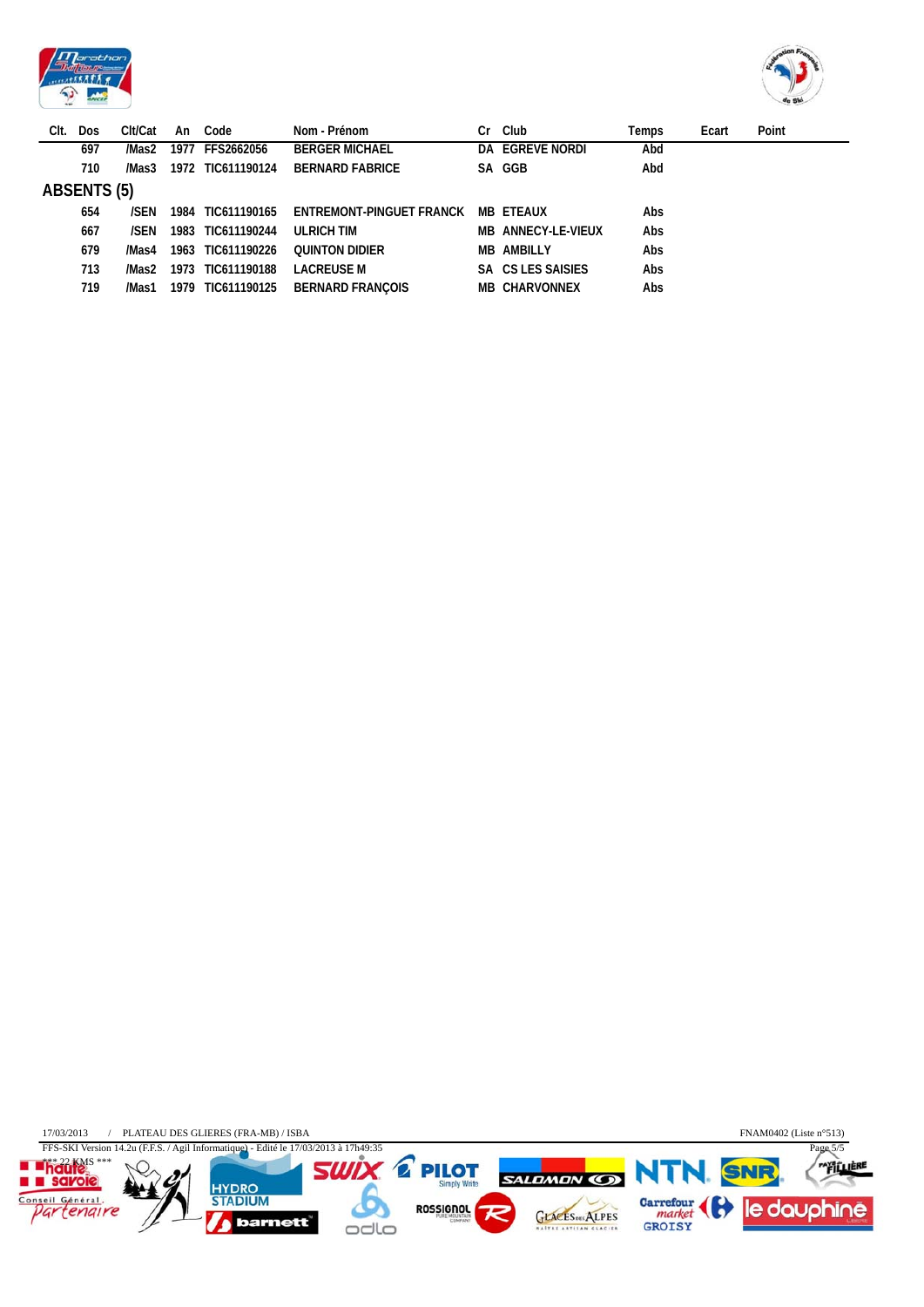| Clt. | Dos | Clt/Cat | An | Code | Nom - Prénom | Cr | Club | Temps | Ecart | Point |
|---|---|---|---|---|---|---|---|---|---|---|
| | 697 | /Mas2 | 1977 | FFS2662056 | BERGER MICHAEL | DA | EGREVE NORDI | Abd | | |
| | 710 | /Mas3 | 1972 | TIC611190124 | BERNARD FABRICE | SA | GGB | Abd | | |

## ABSENTS (5)

| Clt. | Dos | Clt/Cat | An | Code | Nom - Prénom | Cr | Club | Temps | Ecart | Point |
|---|---|---|---|---|---|---|---|---|---|---|
| | 654 | /SEN | 1984 | TIC611190165 | ENTREMONT-PINGUET FRANCK | MB | ETEAUX | Abs | | |
| | 667 | /SEN | 1983 | TIC611190244 | ULRICH TIM | MB | ANNECY-LE-VIEUX | Abs | | |
| | 679 | /Mas4 | 1963 | TIC611190226 | QUINTON DIDIER | MB | AMBILLY | Abs | | |
| | 713 | /Mas2 | 1973 | TIC611190188 | LACREUSE M | SA | CS LES SAISIES | Abs | | |
| | 719 | /Mas1 | 1979 | TIC611190125 | BERNARD FRANÇOIS | MB | CHARVONNEX | Abs | | |

17/03/2013 / PLATEAU DES GLIERES (FRA-MB) / ISBA

FNAM0402 (Liste n°513)

FFS-SKI Version 14.2u (F.F.S. / Agil Informatique) - Edité le 17/03/2013 à 17h49:35

*** 22 KMS ***